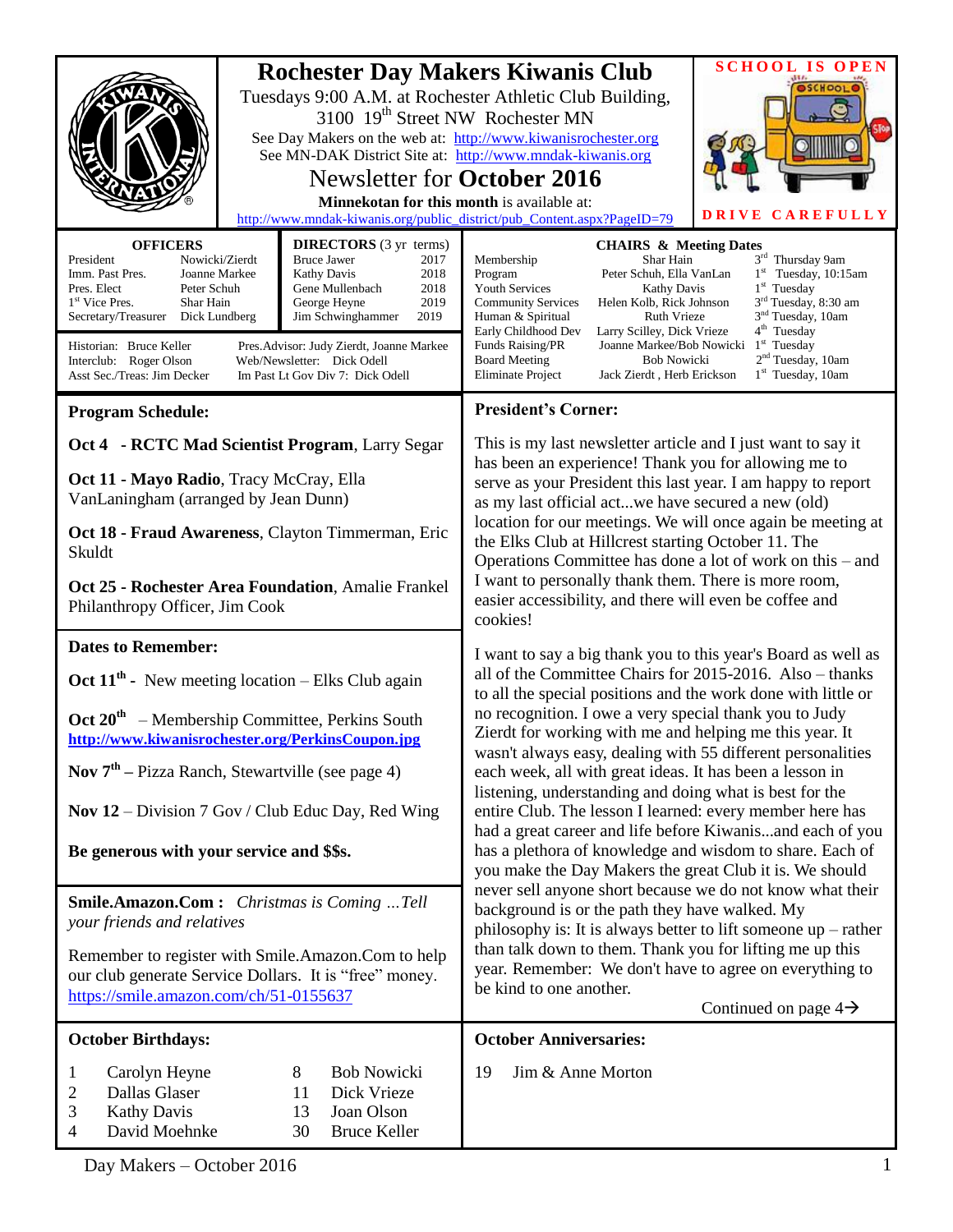# Rochester Day Makers Kiwanis Club

Tuesdays 9:00 A.M. at Rochester Athletic Club Building, 3100 19th Street NW Rochester MN

See Day Makers on the web at: http://www.kiwanisrochester.org

See MN-DAK District Site at: http://www.mndak-kiwanis.org

## Newsletter for **October 2016**

**Minnekotan for this month** is available at: http://www.mndak-kiwanis.org/public_district/pub_Content.aspx?PageID=79

SCHOOL IS OPEN — DRIVE CAREFULLY

### OFFICERS

| | |
|---|---|
| President | Nowicki/Zierdt |
| Imm. Past Pres. | Joanne Markee |
| Pres. Elect | Peter Schuh |
| 1st Vice Pres. | Shar Hain |
| Secretary/Treasurer | Dick Lundberg |

### DIRECTORS (3 yr terms)

| | |
|---|---|
| Bruce Jawer | 2017 |
| Kathy Davis | 2018 |
| Gene Mullenbach | 2018 |
| George Heyne | 2019 |
| Jim Schwinghammer | 2019 |

Historian: Bruce Keller
Interclub: Roger Olson
Asst Sec./Treas: Jim Decker
Pres.Advisor: Judy Zierdt, Joanne Markee
Web/Newsletter: Dick Odell
Im Past Lt Gov Div 7: Dick Odell

### CHAIRS & Meeting Dates

| | | |
|---|---|---|
| Membership | Shar Hain | 3rd Thursday 9am |
| Program | Peter Schuh, Ella VanLan | 1st Tuesday, 10:15am |
| Youth Services | Kathy Davis | 1st Tuesday |
| Community Services | Helen Kolb, Rick Johnson | 3rd Tuesday, 8:30 am |
| Human & Spiritual | Ruth Vrieze | 3nd Tuesday, 10am |
| Early Childhood Dev | Larry Scilley, Dick Vrieze | 4th Tuesday |
| Funds Raising/PR | Joanne Markee/Bob Nowicki | 1st Tuesday |
| Board Meeting | Bob Nowicki | 2nd Tuesday, 10am |
| Eliminate Project | Jack Zierdt , Herb Erickson | 1st Tuesday, 10am |

## Program Schedule:

**Oct 4 - RCTC Mad Scientist Program**, Larry Segar

**Oct 11 - Mayo Radio**, Tracy McCray, Ella VanLaningham (arranged by Jean Dunn)

**Oct 18 - Fraud Awareness**, Clayton Timmerman, Eric Skuldt

**Oct 25 - Rochester Area Foundation**, Amalie Frankel Philanthropy Officer, Jim Cook

## Dates to Remember:

**Oct 11th -** New meeting location – Elks Club again

**Oct 20th** – Membership Committee, Perkins South **http://www.kiwanisrochester.org/PerkinsCoupon.jpg**

**Nov 7th –** Pizza Ranch, Stewartville (see page 4)

**Nov 12** – Division 7 Gov / Club Educ Day, Red Wing

**Be generous with your service and $$s.**

**Smile.Amazon.Com :** *Christmas is Coming …Tell your friends and relatives*

Remember to register with Smile.Amazon.Com to help our club generate Service Dollars. It is "free" money. https://smile.amazon.com/ch/51-0155637

## President's Corner:

This is my last newsletter article and I just want to say it has been an experience! Thank you for allowing me to serve as your President this last year. I am happy to report as my last official act...we have secured a new (old) location for our meetings. We will once again be meeting at the Elks Club at Hillcrest starting October 11. The Operations Committee has done a lot of work on this – and I want to personally thank them. There is more room, easier accessibility, and there will even be coffee and cookies!

I want to say a big thank you to this year's Board as well as all of the Committee Chairs for 2015-2016. Also – thanks to all the special positions and the work done with little or no recognition. I owe a very special thank you to Judy Zierdt for working with me and helping me this year. It wasn't always easy, dealing with 55 different personalities each week, all with great ideas. It has been a lesson in listening, understanding and doing what is best for the entire Club. The lesson I learned: every member here has had a great career and life before Kiwanis...and each of you has a plethora of knowledge and wisdom to share. Each of you make the Day Makers the great Club it is. We should never sell anyone short because we do not know what their background is or the path they have walked. My philosophy is: It is always better to lift someone up – rather than talk down to them. Thank you for lifting me up this year. Remember: We don't have to agree on everything to be kind to one another.

Continued on page 4→

## October Birthdays:

| | | | |
|---|---|---|---|
| 1 | Carolyn Heyne | 8 | Bob Nowicki |
| 2 | Dallas Glaser | 11 | Dick Vrieze |
| 3 | Kathy Davis | 13 | Joan Olson |
| 4 | David Moehnke | 30 | Bruce Keller |

## October Anniversaries:

19 Jim & Anne Morton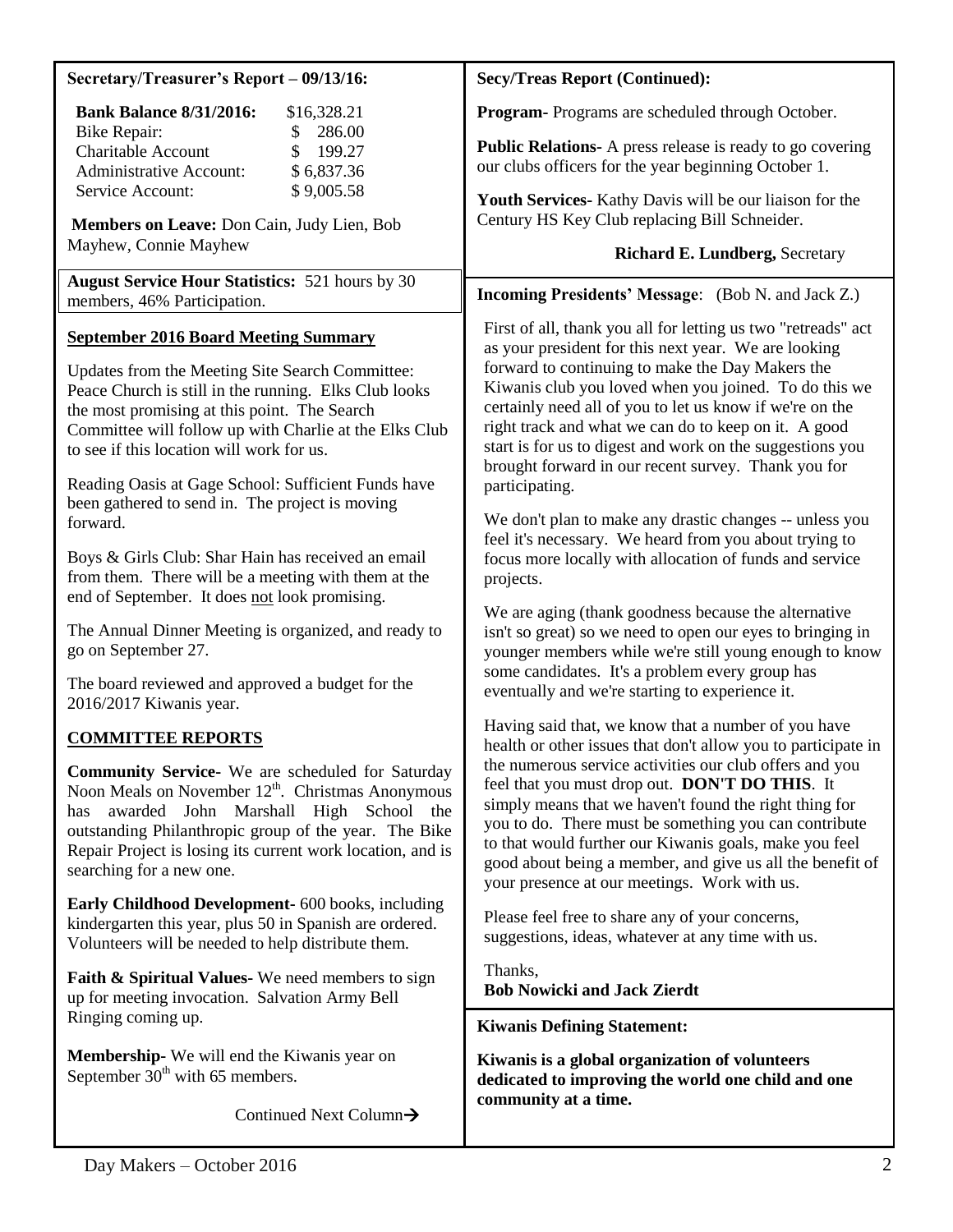**Secretary/Treasurer's Report – 09/13/16:**

| **Bank Balance 8/31/2016:** | $16,328.21 |
|---|---|
| Bike Repair: | $ 286.00 |
| Charitable Account | $ 199.27 |
| Administrative Account: | $ 6,837.36 |
| Service Account: | $ 9,005.58 |

**Members on Leave:** Don Cain, Judy Lien, Bob Mayhew, Connie Mayhew

**August Service Hour Statistics:** 521 hours by 30 members, 46% Participation.

**September 2016 Board Meeting Summary**

Updates from the Meeting Site Search Committee: Peace Church is still in the running. Elks Club looks the most promising at this point. The Search Committee will follow up with Charlie at the Elks Club to see if this location will work for us.

Reading Oasis at Gage School: Sufficient Funds have been gathered to send in. The project is moving forward.

Boys & Girls Club: Shar Hain has received an email from them. There will be a meeting with them at the end of September. It does not look promising.

The Annual Dinner Meeting is organized, and ready to go on September 27.

The board reviewed and approved a budget for the 2016/2017 Kiwanis year.

**COMMITTEE REPORTS**

**Community Service-** We are scheduled for Saturday Noon Meals on November 12th. Christmas Anonymous has awarded John Marshall High School the outstanding Philanthropic group of the year. The Bike Repair Project is losing its current work location, and is searching for a new one.

**Early Childhood Development-** 600 books, including kindergarten this year, plus 50 in Spanish are ordered. Volunteers will be needed to help distribute them.

**Faith & Spiritual Values-** We need members to sign up for meeting invocation. Salvation Army Bell Ringing coming up.

**Membership-** We will end the Kiwanis year on September 30th with 65 members.

Continued Next Column→

**Secy/Treas Report (Continued):**

**Program-** Programs are scheduled through October.

**Public Relations-** A press release is ready to go covering our clubs officers for the year beginning October 1.

**Youth Services-** Kathy Davis will be our liaison for the Century HS Key Club replacing Bill Schneider.

**Richard E. Lundberg,** Secretary

**Incoming Presidents' Message**: (Bob N. and Jack Z.)

First of all, thank you all for letting us two "retreads" act as your president for this next year. We are looking forward to continuing to make the Day Makers the Kiwanis club you loved when you joined. To do this we certainly need all of you to let us know if we're on the right track and what we can do to keep on it. A good start is for us to digest and work on the suggestions you brought forward in our recent survey. Thank you for participating.

We don't plan to make any drastic changes -- unless you feel it's necessary. We heard from you about trying to focus more locally with allocation of funds and service projects.

We are aging (thank goodness because the alternative isn't so great) so we need to open our eyes to bringing in younger members while we're still young enough to know some candidates. It's a problem every group has eventually and we're starting to experience it.

Having said that, we know that a number of you have health or other issues that don't allow you to participate in the numerous service activities our club offers and you feel that you must drop out. **DON'T DO THIS**. It simply means that we haven't found the right thing for you to do. There must be something you can contribute to that would further our Kiwanis goals, make you feel good about being a member, and give us all the benefit of your presence at our meetings. Work with us.

Please feel free to share any of your concerns, suggestions, ideas, whatever at any time with us.

Thanks,
**Bob Nowicki and Jack Zierdt**

**Kiwanis Defining Statement:**

**Kiwanis is a global organization of volunteers dedicated to improving the world one child and one community at a time.**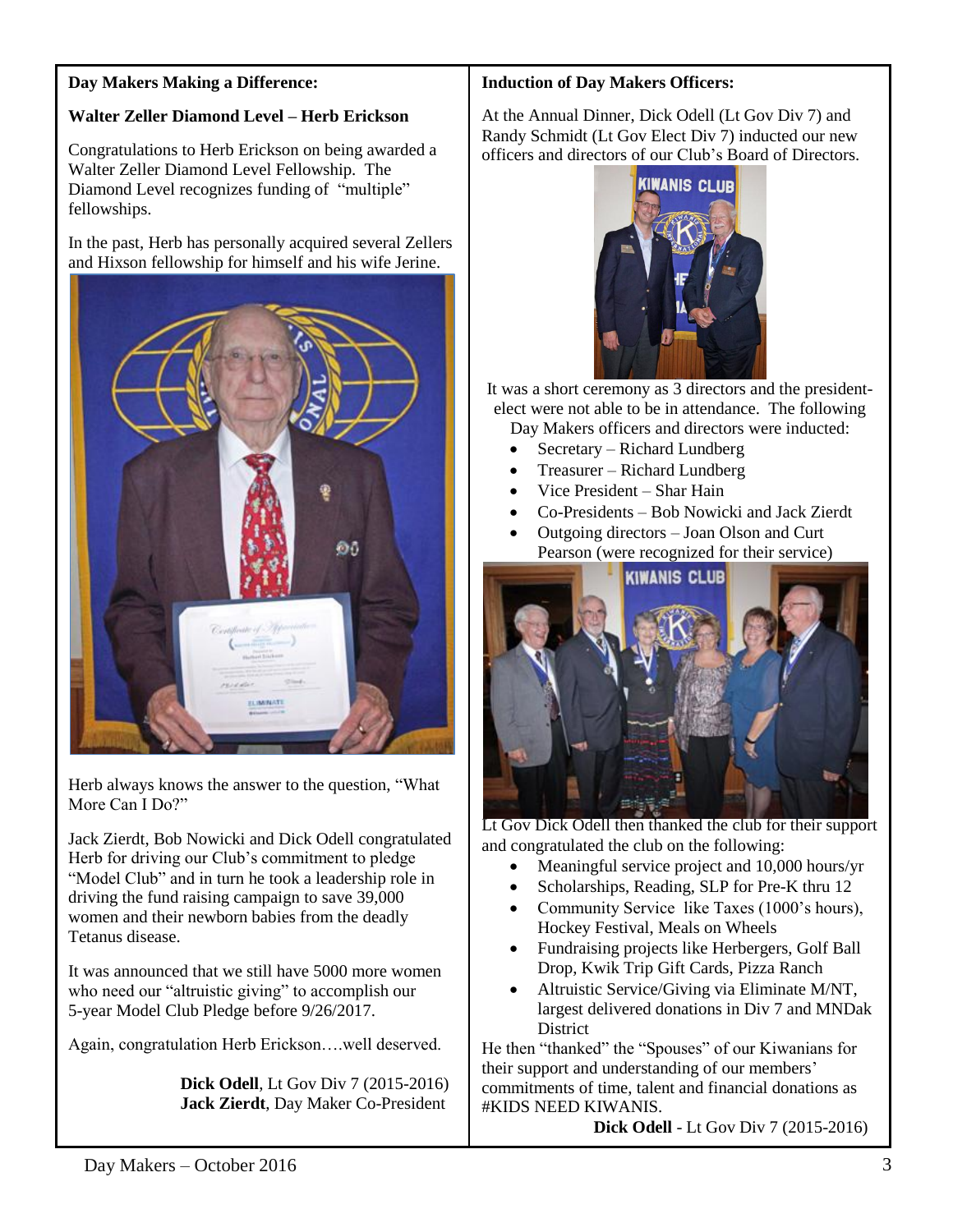**Day Makers Making a Difference:**

**Walter Zeller Diamond Level – Herb Erickson**

Congratulations to Herb Erickson on being awarded a Walter Zeller Diamond Level Fellowship. The Diamond Level recognizes funding of "multiple" fellowships.

In the past, Herb has personally acquired several Zellers and Hixson fellowship for himself and his wife Jerine.

Herb always knows the answer to the question, "What More Can I Do?"

Jack Zierdt, Bob Nowicki and Dick Odell congratulated Herb for driving our Club's commitment to pledge "Model Club" and in turn he took a leadership role in driving the fund raising campaign to save 39,000 women and their newborn babies from the deadly Tetanus disease.

It was announced that we still have 5000 more women who need our "altruistic giving" to accomplish our 5-year Model Club Pledge before 9/26/2017.

Again, congratulation Herb Erickson….well deserved.

**Dick Odell**, Lt Gov Div 7 (2015-2016)
**Jack Zierdt**, Day Maker Co-President

**Induction of Day Makers Officers:**

At the Annual Dinner, Dick Odell (Lt Gov Div 7) and Randy Schmidt (Lt Gov Elect Div 7) inducted our new officers and directors of our Club's Board of Directors.

It was a short ceremony as 3 directors and the president-elect were not able to be in attendance. The following Day Makers officers and directors were inducted:

- Secretary – Richard Lundberg
- Treasurer – Richard Lundberg
- Vice President – Shar Hain
- Co-Presidents – Bob Nowicki and Jack Zierdt
- Outgoing directors – Joan Olson and Curt Pearson (were recognized for their service)

Lt Gov Dick Odell then thanked the club for their support and congratulated the club on the following:

- Meaningful service project and 10,000 hours/yr
- Scholarships, Reading, SLP for Pre-K thru 12
- Community Service like Taxes (1000's hours), Hockey Festival, Meals on Wheels
- Fundraising projects like Herbergers, Golf Ball Drop, Kwik Trip Gift Cards, Pizza Ranch
- Altruistic Service/Giving via Eliminate M/NT, largest delivered donations in Div 7 and MNDak District

He then "thanked" the "Spouses" of our Kiwanians for their support and understanding of our members' commitments of time, talent and financial donations as #KIDS NEED KIWANIS.

**Dick Odell** - Lt Gov Div 7 (2015-2016)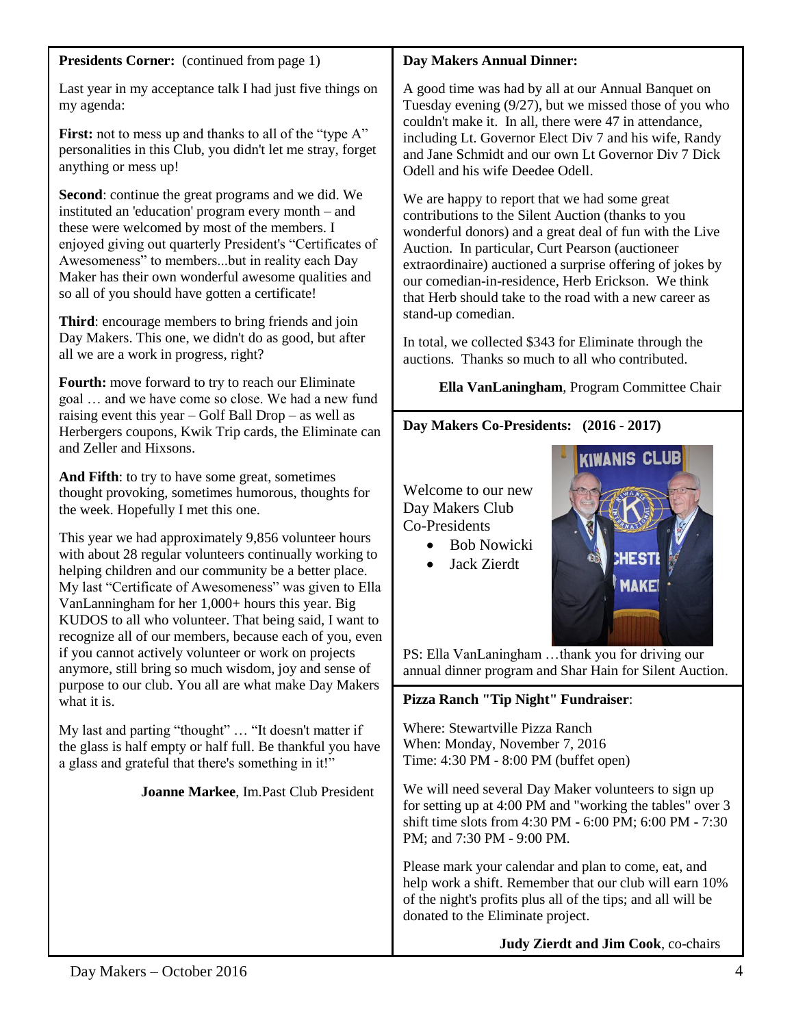**Presidents Corner:** (continued from page 1)

Last year in my acceptance talk I had just five things on my agenda:

**First:** not to mess up and thanks to all of the "type A" personalities in this Club, you didn't let me stray, forget anything or mess up!

**Second**: continue the great programs and we did. We instituted an 'education' program every month – and these were welcomed by most of the members. I enjoyed giving out quarterly President's "Certificates of Awesomeness" to members...but in reality each Day Maker has their own wonderful awesome qualities and so all of you should have gotten a certificate!

**Third**: encourage members to bring friends and join Day Makers. This one, we didn't do as good, but after all we are a work in progress, right?

**Fourth:** move forward to try to reach our Eliminate goal … and we have come so close. We had a new fund raising event this year – Golf Ball Drop – as well as Herbergers coupons, Kwik Trip cards, the Eliminate can and Zeller and Hixsons.

**And Fifth**: to try to have some great, sometimes thought provoking, sometimes humorous, thoughts for the week. Hopefully I met this one.

This year we had approximately 9,856 volunteer hours with about 28 regular volunteers continually working to helping children and our community be a better place. My last "Certificate of Awesomeness" was given to Ella VanLanningham for her 1,000+ hours this year. Big KUDOS to all who volunteer. That being said, I want to recognize all of our members, because each of you, even if you cannot actively volunteer or work on projects anymore, still bring so much wisdom, joy and sense of purpose to our club. You all are what make Day Makers what it is.

My last and parting "thought" … "It doesn't matter if the glass is half empty or half full. Be thankful you have a glass and grateful that there's something in it!"

**Joanne Markee**, Im.Past Club President

**Day Makers Annual Dinner:**

A good time was had by all at our Annual Banquet on Tuesday evening (9/27), but we missed those of you who couldn't make it. In all, there were 47 in attendance, including Lt. Governor Elect Div 7 and his wife, Randy and Jane Schmidt and our own Lt Governor Div 7 Dick Odell and his wife Deedee Odell.

We are happy to report that we had some great contributions to the Silent Auction (thanks to you wonderful donors) and a great deal of fun with the Live Auction. In particular, Curt Pearson (auctioneer extraordinaire) auctioned a surprise offering of jokes by our comedian-in-residence, Herb Erickson. We think that Herb should take to the road with a new career as stand-up comedian.

In total, we collected $343 for Eliminate through the auctions. Thanks so much to all who contributed.

**Ella VanLaningham**, Program Committee Chair

**Day Makers Co-Presidents: (2016 - 2017)**

Welcome to our new Day Makers Club Co-Presidents

- Bob Nowicki
- Jack Zierdt

PS: Ella VanLaningham …thank you for driving our annual dinner program and Shar Hain for Silent Auction.

**Pizza Ranch "Tip Night" Fundraiser**:

Where: Stewartville Pizza Ranch
When: Monday, November 7, 2016
Time: 4:30 PM - 8:00 PM (buffet open)

We will need several Day Maker volunteers to sign up for setting up at 4:00 PM and "working the tables" over 3 shift time slots from 4:30 PM - 6:00 PM; 6:00 PM - 7:30 PM; and 7:30 PM - 9:00 PM.

Please mark your calendar and plan to come, eat, and help work a shift. Remember that our club will earn 10% of the night's profits plus all of the tips; and all will be donated to the Eliminate project.

**Judy Zierdt and Jim Cook**, co-chairs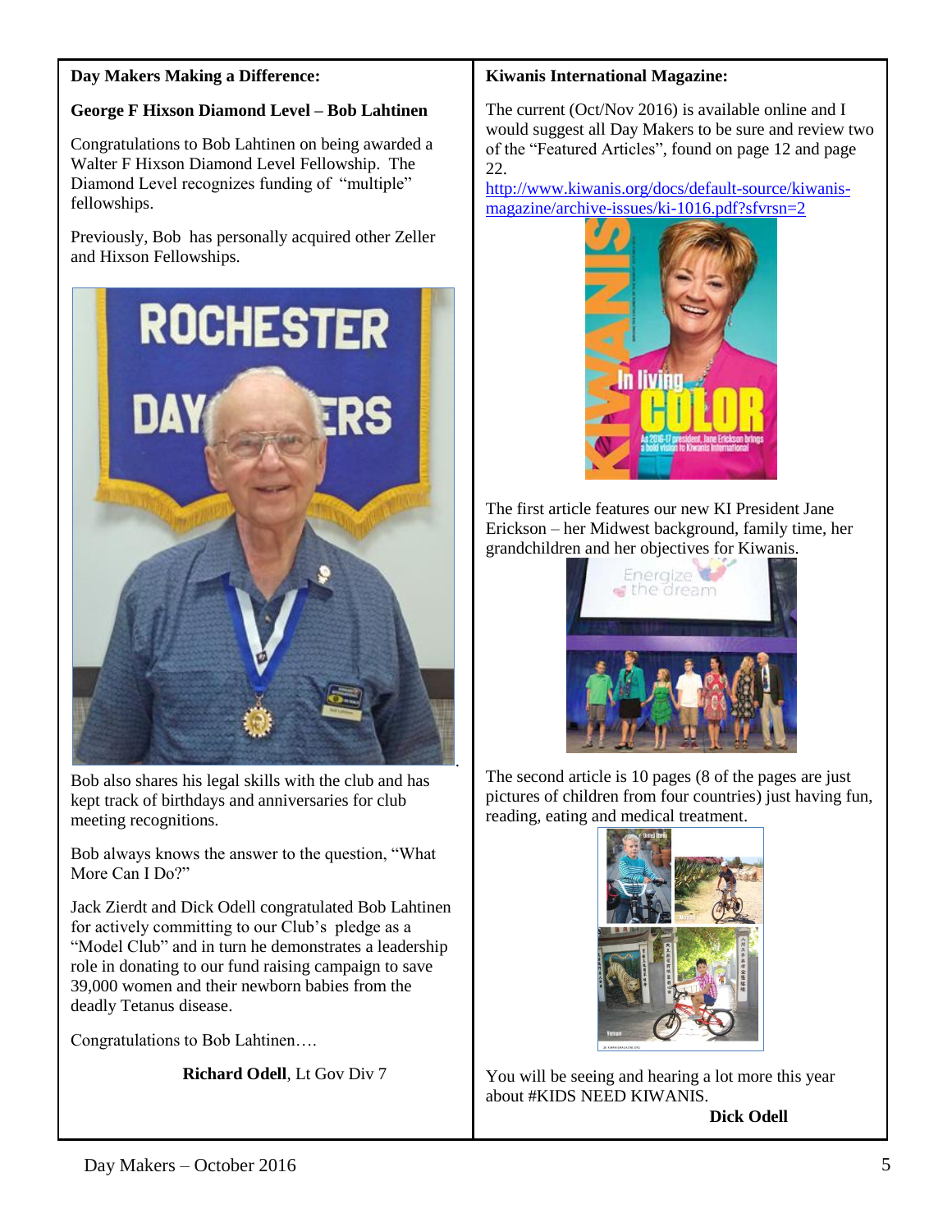**Day Makers Making a Difference:**

**George F Hixson Diamond Level – Bob Lahtinen**

Congratulations to Bob Lahtinen on being awarded a Walter F Hixson Diamond Level Fellowship. The Diamond Level recognizes funding of "multiple" fellowships.

Previously, Bob has personally acquired other Zeller and Hixson Fellowships.

Bob also shares his legal skills with the club and has kept track of birthdays and anniversaries for club meeting recognitions.

Bob always knows the answer to the question, "What More Can I Do?"

Jack Zierdt and Dick Odell congratulated Bob Lahtinen for actively committing to our Club's pledge as a "Model Club" and in turn he demonstrates a leadership role in donating to our fund raising campaign to save 39,000 women and their newborn babies from the deadly Tetanus disease.

Congratulations to Bob Lahtinen….

**Richard Odell**, Lt Gov Div 7

**Kiwanis International Magazine:**

The current (Oct/Nov 2016) is available online and I would suggest all Day Makers to be sure and review two of the "Featured Articles", found on page 12 and page 22.

http://www.kiwanis.org/docs/default-source/kiwanis-magazine/archive-issues/ki-1016.pdf?sfvrsn=2

The first article features our new KI President Jane Erickson – her Midwest background, family time, her grandchildren and her objectives for Kiwanis.

The second article is 10 pages (8 of the pages are just pictures of children from four countries) just having fun, reading, eating and medical treatment.

You will be seeing and hearing a lot more this year about #KIDS NEED KIWANIS.

**Dick Odell**